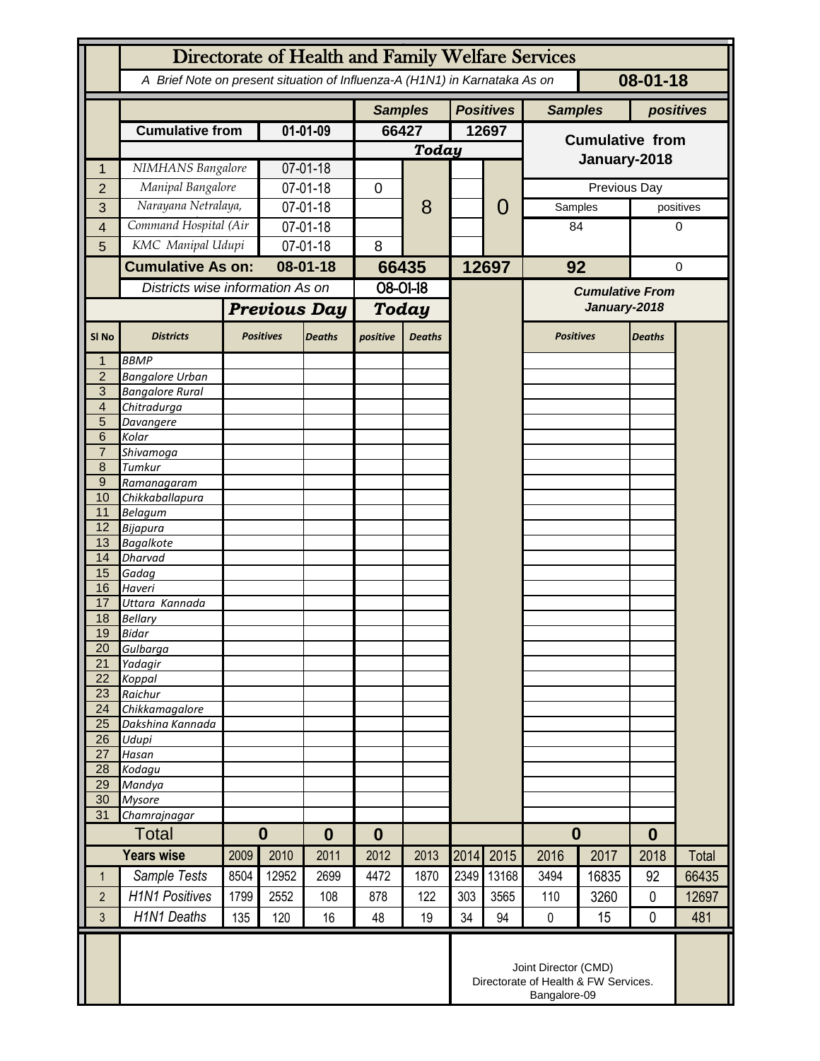# Directorate of Health and Family Welfare Services

*A Brief Note on present situation of Influenza-A (H1N1) in Karnataka As on* **08-01-18**

| | | | Samples | | Positives | | Samples | positives |
|---|---|---|---|---|---|---|---|---|
| | **Cumulative from** | **01-01-09** | **66427** | | **12697** | | **Cumulative from January-2018** | |
| | | | ***Today*** | | | | | |
| 1 | *NIMHANS Bangalore* | 07-01-18 | | 8 | | 0 | | |
| 2 | *Manipal Bangalore* | 07-01-18 | 0 | | | | Previous Day | |
| 3 | *Narayana Netralaya,* | 07-01-18 | | | | | Samples | positives |
| 4 | *Command Hospital (Air* | 07-01-18 | | | | | 84 | 0 |
| 5 | *KMC Manipal Udupi* | 07-01-18 | 8 | | | | | |
| | **Cumulative As on:** | **08-01-18** | **66435** | | **12697** | | **92** | 0 |

*Districts wise information As on* 08-01-18

| Sl No | Districts | Previous Day Positives | Previous Day Deaths | Today positive | Today Deaths | Cumulative From January-2018 Positives | Cumulative From January-2018 Deaths |
|---|---|---|---|---|---|---|---|
| 1 | *BBMP* | | | | | | |
| 2 | *Bangalore Urban* | | | | | | |
| 3 | *Bangalore Rural* | | | | | | |
| 4 | *Chitradurga* | | | | | | |
| 5 | *Davangere* | | | | | | |
| 6 | *Kolar* | | | | | | |
| 7 | *Shivamoga* | | | | | | |
| 8 | *Tumkur* | | | | | | |
| 9 | *Ramanagaram* | | | | | | |
| 10 | *Chikkaballapura* | | | | | | |
| 11 | *Belagum* | | | | | | |
| 12 | *Bijapura* | | | | | | |
| 13 | *Bagalkote* | | | | | | |
| 14 | *Dharvad* | | | | | | |
| 15 | *Gadag* | | | | | | |
| 16 | *Haveri* | | | | | | |
| 17 | *Uttara Kannada* | | | | | | |
| 18 | *Bellary* | | | | | | |
| 19 | *Bidar* | | | | | | |
| 20 | *Gulbarga* | | | | | | |
| 21 | *Yadagir* | | | | | | |
| 22 | *Koppal* | | | | | | |
| 23 | *Raichur* | | | | | | |
| 24 | *Chikkamagalore* | | | | | | |
| 25 | *Dakshina Kannada* | | | | | | |
| 26 | *Udupi* | | | | | | |
| 27 | *Hasan* | | | | | | |
| 28 | *Kodagu* | | | | | | |
| 29 | *Mandya* | | | | | | |
| 30 | *Mysore* | | | | | | |
| 31 | *Chamrajnagar* | | | | | | |
| | **Total** | **0** | **0** | **0** | | **0** | **0** |

| | Years wise | 2009 | 2010 | 2011 | 2012 | 2013 | 2014 | 2015 | 2016 | 2017 | 2018 | Total |
|---|---|---|---|---|---|---|---|---|---|---|---|---|
| 1 | *Sample Tests* | 8504 | 12952 | 2699 | 4472 | 1870 | 2349 | 13168 | 3494 | 16835 | 92 | 66435 |
| 2 | *H1N1 Positives* | 1799 | 2552 | 108 | 878 | 122 | 303 | 3565 | 110 | 3260 | 0 | 12697 |
| 3 | *H1N1 Deaths* | 135 | 120 | 16 | 48 | 19 | 34 | 94 | 0 | 15 | 0 | 481 |

Joint Director (CMD)
Directorate of Health & FW Services.
Bangalore-09